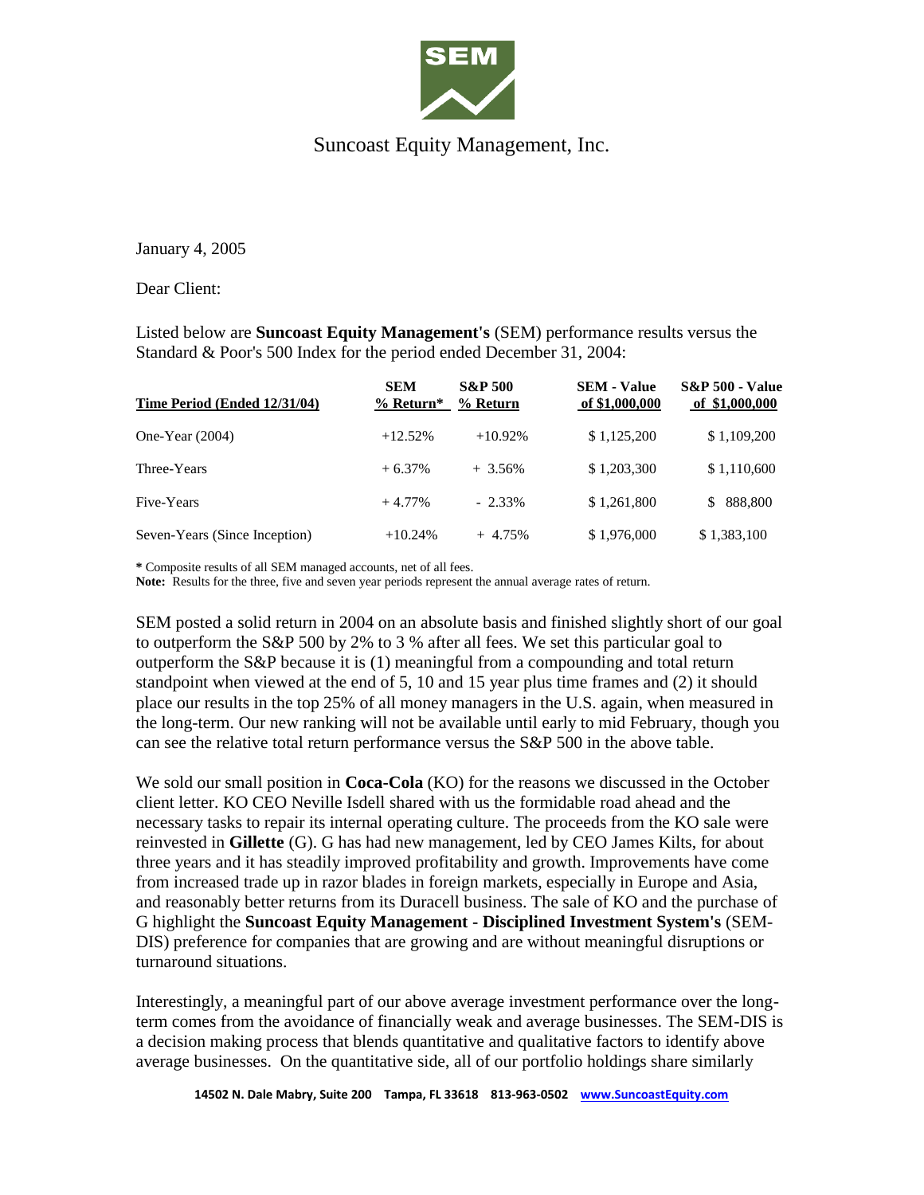# Suncoast Equity Management, Inc.

January 4, 2005

Dear Client:

Listed below are **Suncoast Equity Management's** (SEM) performance results versus the Standard & Poor's 500 Index for the period ended December 31, 2004:

| Time Period (Ended 12/31/04) | SEM % Return* | S&P 500 % Return | SEM - Value of $1,000,000 | S&P 500 - Value of $1,000,000 |
|---|---|---|---|---|
| One-Year (2004) | +12.52% | +10.92% | $ 1,125,200 | $ 1,109,200 |
| Three-Years | + 6.37% | + 3.56% | $ 1,203,300 | $ 1,110,600 |
| Five-Years | + 4.77% | - 2.33% | $ 1,261,800 | $ 888,800 |
| Seven-Years (Since Inception) | +10.24% | + 4.75% | $ 1,976,000 | $ 1,383,100 |

**\*** Composite results of all SEM managed accounts, net of all fees.
**Note:** Results for the three, five and seven year periods represent the annual average rates of return.

SEM posted a solid return in 2004 on an absolute basis and finished slightly short of our goal to outperform the S&P 500 by 2% to 3 % after all fees. We set this particular goal to outperform the S&P because it is (1) meaningful from a compounding and total return standpoint when viewed at the end of 5, 10 and 15 year plus time frames and (2) it should place our results in the top 25% of all money managers in the U.S. again, when measured in the long-term. Our new ranking will not be available until early to mid February, though you can see the relative total return performance versus the S&P 500 in the above table.

We sold our small position in **Coca-Cola** (KO) for the reasons we discussed in the October client letter. KO CEO Neville Isdell shared with us the formidable road ahead and the necessary tasks to repair its internal operating culture. The proceeds from the KO sale were reinvested in **Gillette** (G). G has had new management, led by CEO James Kilts, for about three years and it has steadily improved profitability and growth. Improvements have come from increased trade up in razor blades in foreign markets, especially in Europe and Asia, and reasonably better returns from its Duracell business. The sale of KO and the purchase of G highlight the **Suncoast Equity Management - Disciplined Investment System's** (SEM-DIS) preference for companies that are growing and are without meaningful disruptions or turnaround situations.

Interestingly, a meaningful part of our above average investment performance over the long-term comes from the avoidance of financially weak and average businesses. The SEM-DIS is a decision making process that blends quantitative and qualitative factors to identify above average businesses. On the quantitative side, all of our portfolio holdings share similarly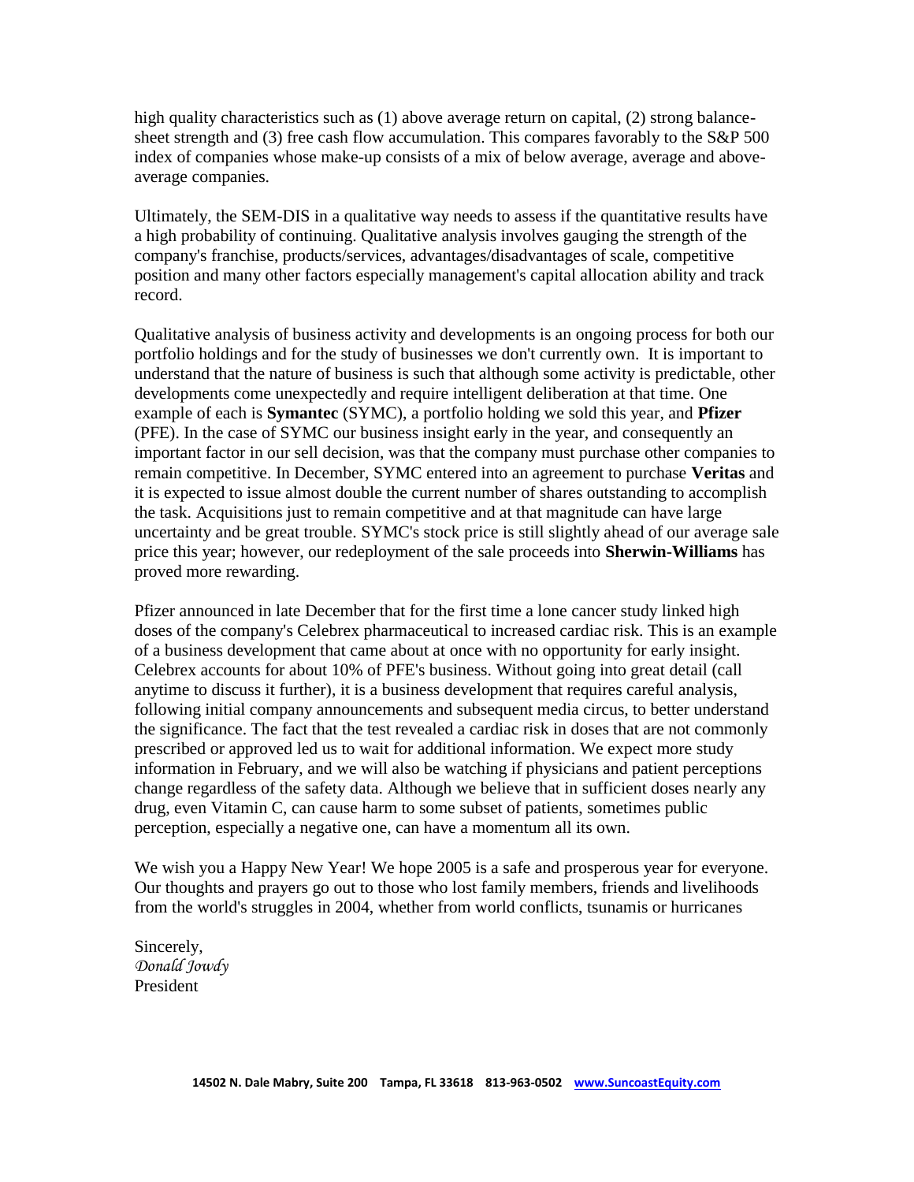high quality characteristics such as (1) above average return on capital, (2) strong balance-sheet strength and (3) free cash flow accumulation. This compares favorably to the S&P 500 index of companies whose make-up consists of a mix of below average, average and above-average companies.

Ultimately, the SEM-DIS in a qualitative way needs to assess if the quantitative results have a high probability of continuing. Qualitative analysis involves gauging the strength of the company's franchise, products/services, advantages/disadvantages of scale, competitive position and many other factors especially management's capital allocation ability and track record.

Qualitative analysis of business activity and developments is an ongoing process for both our portfolio holdings and for the study of businesses we don't currently own. It is important to understand that the nature of business is such that although some activity is predictable, other developments come unexpectedly and require intelligent deliberation at that time. One example of each is **Symantec** (SYMC), a portfolio holding we sold this year, and **Pfizer** (PFE). In the case of SYMC our business insight early in the year, and consequently an important factor in our sell decision, was that the company must purchase other companies to remain competitive. In December, SYMC entered into an agreement to purchase **Veritas** and it is expected to issue almost double the current number of shares outstanding to accomplish the task. Acquisitions just to remain competitive and at that magnitude can have large uncertainty and be great trouble. SYMC's stock price is still slightly ahead of our average sale price this year; however, our redeployment of the sale proceeds into **Sherwin-Williams** has proved more rewarding.

Pfizer announced in late December that for the first time a lone cancer study linked high doses of the company's Celebrex pharmaceutical to increased cardiac risk. This is an example of a business development that came about at once with no opportunity for early insight. Celebrex accounts for about 10% of PFE's business. Without going into great detail (call anytime to discuss it further), it is a business development that requires careful analysis, following initial company announcements and subsequent media circus, to better understand the significance. The fact that the test revealed a cardiac risk in doses that are not commonly prescribed or approved led us to wait for additional information. We expect more study information in February, and we will also be watching if physicians and patient perceptions change regardless of the safety data. Although we believe that in sufficient doses nearly any drug, even Vitamin C, can cause harm to some subset of patients, sometimes public perception, especially a negative one, can have a momentum all its own.

We wish you a Happy New Year! We hope 2005 is a safe and prosperous year for everyone. Our thoughts and prayers go out to those who lost family members, friends and livelihoods from the world's struggles in 2004, whether from world conflicts, tsunamis or hurricanes

Sincerely,
*Donald Jowdy*
President

**14502 N. Dale Mabry, Suite 200 Tampa, FL 33618 813-963-0502 www.SuncoastEquity.com**